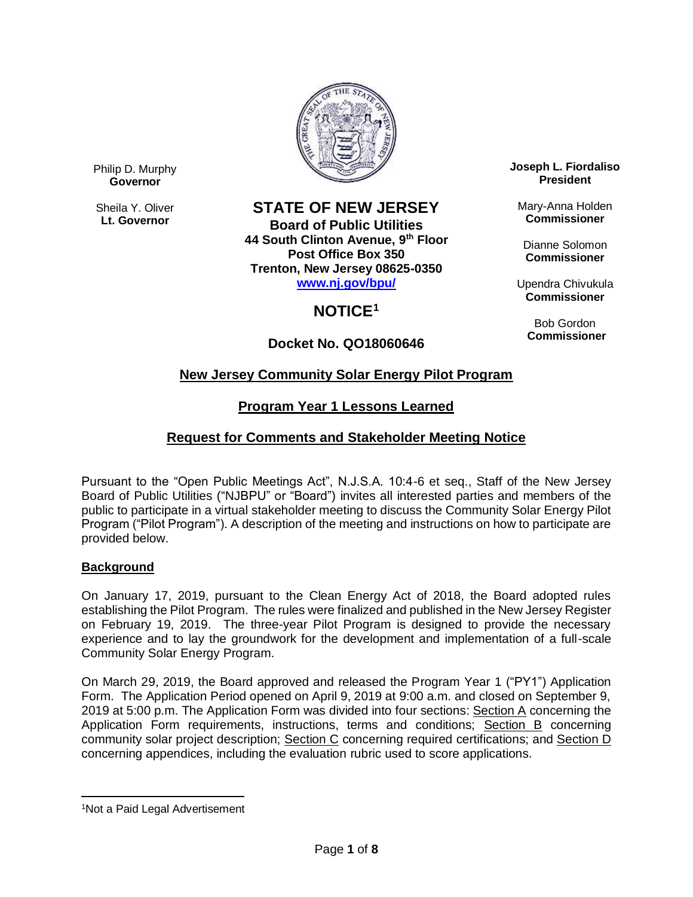Philip D. Murphy
**Governor**

Sheila Y. Oliver
**Lt. Governor**

**STATE OF NEW JERSEY**
**Board of Public Utilities**
**44 South Clinton Avenue, 9th Floor**
**Post Office Box 350**
**Trenton, New Jersey 08625-0350**
**[www.nj.gov/bpu/](http://www.nj.gov/bpu/)**

**Joseph L. Fiordaliso**
**President**

Mary-Anna Holden
**Commissioner**

Dianne Solomon
**Commissioner**

Upendra Chivukula
**Commissioner**

Bob Gordon
**Commissioner**

# NOTICE[1]

## Docket No. QO18060646

## New Jersey Community Solar Energy Pilot Program

## Program Year 1 Lessons Learned

## Request for Comments and Stakeholder Meeting Notice

Pursuant to the "Open Public Meetings Act", N.J.S.A. 10:4-6 et seq., Staff of the New Jersey Board of Public Utilities ("NJBPU" or "Board") invites all interested parties and members of the public to participate in a virtual stakeholder meeting to discuss the Community Solar Energy Pilot Program ("Pilot Program"). A description of the meeting and instructions on how to participate are provided below.

### Background

On January 17, 2019, pursuant to the Clean Energy Act of 2018, the Board adopted rules establishing the Pilot Program. The rules were finalized and published in the New Jersey Register on February 19, 2019. The three-year Pilot Program is designed to provide the necessary experience and to lay the groundwork for the development and implementation of a full-scale Community Solar Energy Program.

On March 29, 2019, the Board approved and released the Program Year 1 ("PY1") Application Form. The Application Period opened on April 9, 2019 at 9:00 a.m. and closed on September 9, 2019 at 5:00 p.m. The Application Form was divided into four sections: Section A concerning the Application Form requirements, instructions, terms and conditions; Section B concerning community solar project description; Section C concerning required certifications; and Section D concerning appendices, including the evaluation rubric used to score applications.

---

[1] Not a Paid Legal Advertisement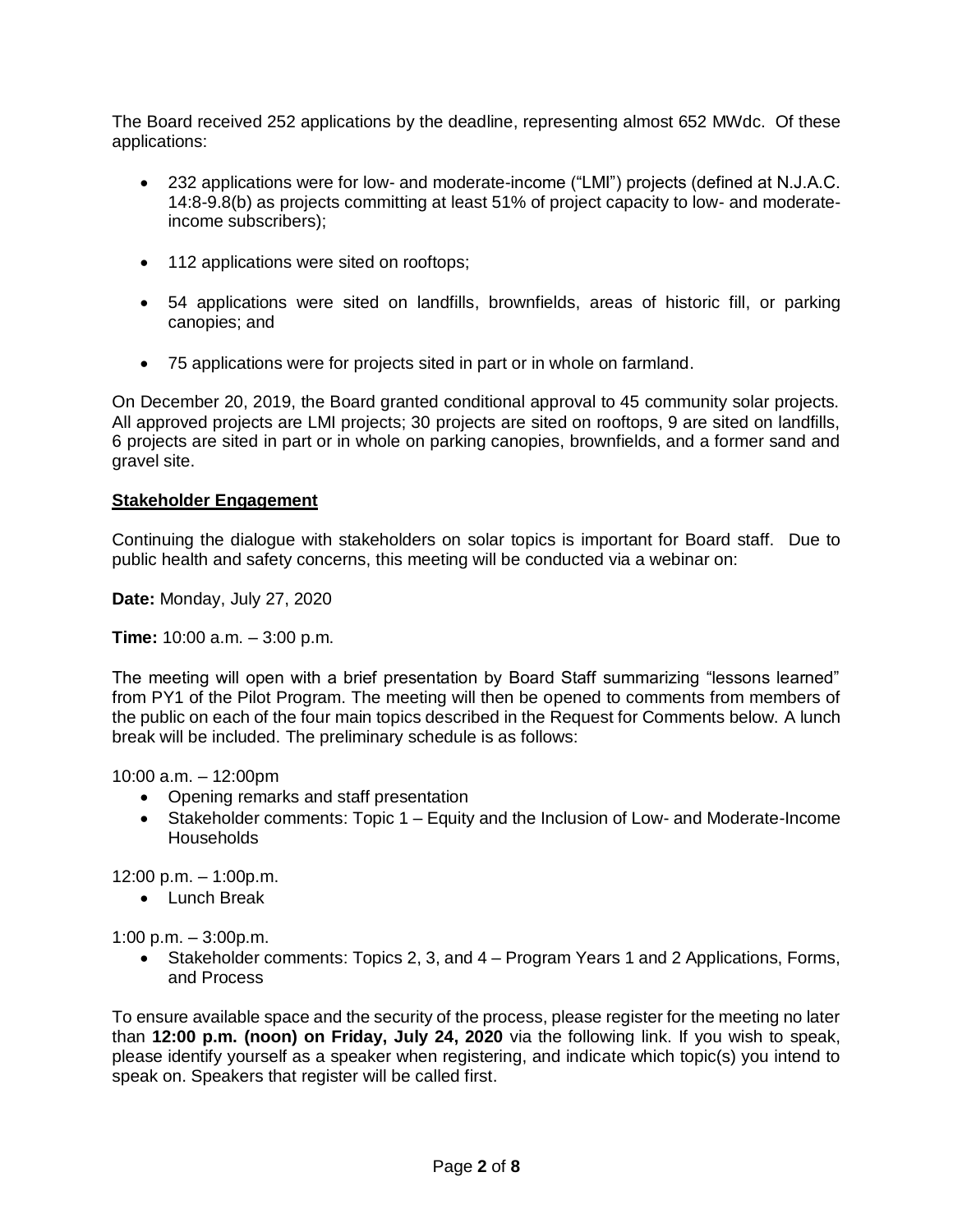The Board received 252 applications by the deadline, representing almost 652 MWdc. Of these applications:

- 232 applications were for low- and moderate-income ("LMI") projects (defined at N.J.A.C. 14:8-9.8(b) as projects committing at least 51% of project capacity to low- and moderate-income subscribers);
- 112 applications were sited on rooftops;
- 54 applications were sited on landfills, brownfields, areas of historic fill, or parking canopies; and
- 75 applications were for projects sited in part or in whole on farmland.

On December 20, 2019, the Board granted conditional approval to 45 community solar projects. All approved projects are LMI projects; 30 projects are sited on rooftops, 9 are sited on landfills, 6 projects are sited in part or in whole on parking canopies, brownfields, and a former sand and gravel site.

**Stakeholder Engagement**

Continuing the dialogue with stakeholders on solar topics is important for Board staff. Due to public health and safety concerns, this meeting will be conducted via a webinar on:

**Date:** Monday, July 27, 2020

**Time:** 10:00 a.m. – 3:00 p.m.

The meeting will open with a brief presentation by Board Staff summarizing "lessons learned" from PY1 of the Pilot Program. The meeting will then be opened to comments from members of the public on each of the four main topics described in the Request for Comments below. A lunch break will be included. The preliminary schedule is as follows:

10:00 a.m. – 12:00pm

- Opening remarks and staff presentation
- Stakeholder comments: Topic 1 – Equity and the Inclusion of Low- and Moderate-Income Households

12:00 p.m. – 1:00p.m.

- Lunch Break

1:00 p.m. – 3:00p.m.

- Stakeholder comments: Topics 2, 3, and 4 – Program Years 1 and 2 Applications, Forms, and Process

To ensure available space and the security of the process, please register for the meeting no later than **12:00 p.m. (noon) on Friday, July 24, 2020** via the following link. If you wish to speak, please identify yourself as a speaker when registering, and indicate which topic(s) you intend to speak on. Speakers that register will be called first.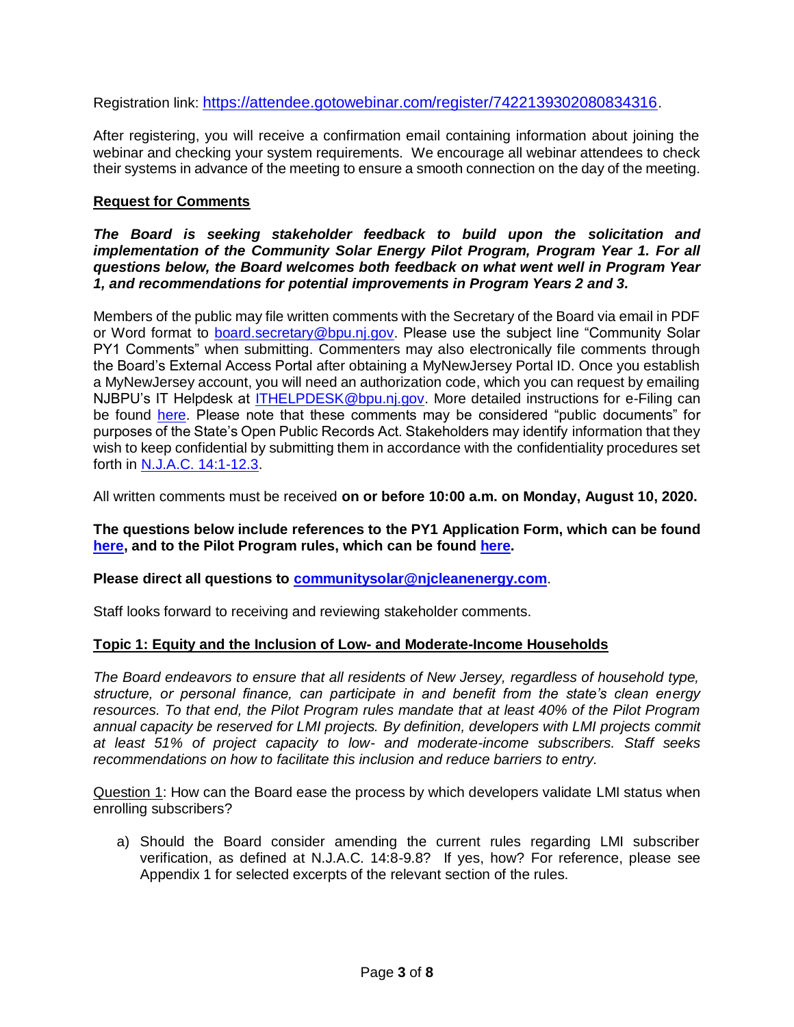Registration link: [https://attendee.gotowebinar.com/register/7422139302080834316](https://attendee.gotowebinar.com/register/7422139302080834316).

After registering, you will receive a confirmation email containing information about joining the webinar and checking your system requirements. We encourage all webinar attendees to check their systems in advance of the meeting to ensure a smooth connection on the day of the meeting.

**Request for Comments**

***The Board is seeking stakeholder feedback to build upon the solicitation and implementation of the Community Solar Energy Pilot Program, Program Year 1. For all questions below, the Board welcomes both feedback on what went well in Program Year 1, and recommendations for potential improvements in Program Years 2 and 3.***

Members of the public may file written comments with the Secretary of the Board via email in PDF or Word format to [board.secretary@bpu.nj.gov](mailto:board.secretary@bpu.nj.gov). Please use the subject line "Community Solar PY1 Comments" when submitting. Commenters may also electronically file comments through the Board's External Access Portal after obtaining a MyNewJersey Portal ID. Once you establish a MyNewJersey account, you will need an authorization code, which you can request by emailing NJBPU's IT Helpdesk at [ITHELPDESK@bpu.nj.gov](mailto:ITHELPDESK@bpu.nj.gov). More detailed instructions for e-Filing can be found here. Please note that these comments may be considered "public documents" for purposes of the State's Open Public Records Act. Stakeholders may identify information that they wish to keep confidential by submitting them in accordance with the confidentiality procedures set forth in N.J.A.C. 14:1-12.3.

All written comments must be received **on or before 10:00 a.m. on Monday, August 10, 2020.**

**The questions below include references to the PY1 Application Form, which can be found here, and to the Pilot Program rules, which can be found here.**

**Please direct all questions to [communitysolar@njcleanenergy.com](mailto:communitysolar@njcleanenergy.com).**

Staff looks forward to receiving and reviewing stakeholder comments.

**Topic 1: Equity and the Inclusion of Low- and Moderate-Income Households**

*The Board endeavors to ensure that all residents of New Jersey, regardless of household type, structure, or personal finance, can participate in and benefit from the state's clean energy resources. To that end, the Pilot Program rules mandate that at least 40% of the Pilot Program annual capacity be reserved for LMI projects. By definition, developers with LMI projects commit at least 51% of project capacity to low- and moderate-income subscribers. Staff seeks recommendations on how to facilitate this inclusion and reduce barriers to entry.*

Question 1: How can the Board ease the process by which developers validate LMI status when enrolling subscribers?

a) Should the Board consider amending the current rules regarding LMI subscriber verification, as defined at N.J.A.C. 14:8-9.8? If yes, how? For reference, please see Appendix 1 for selected excerpts of the relevant section of the rules.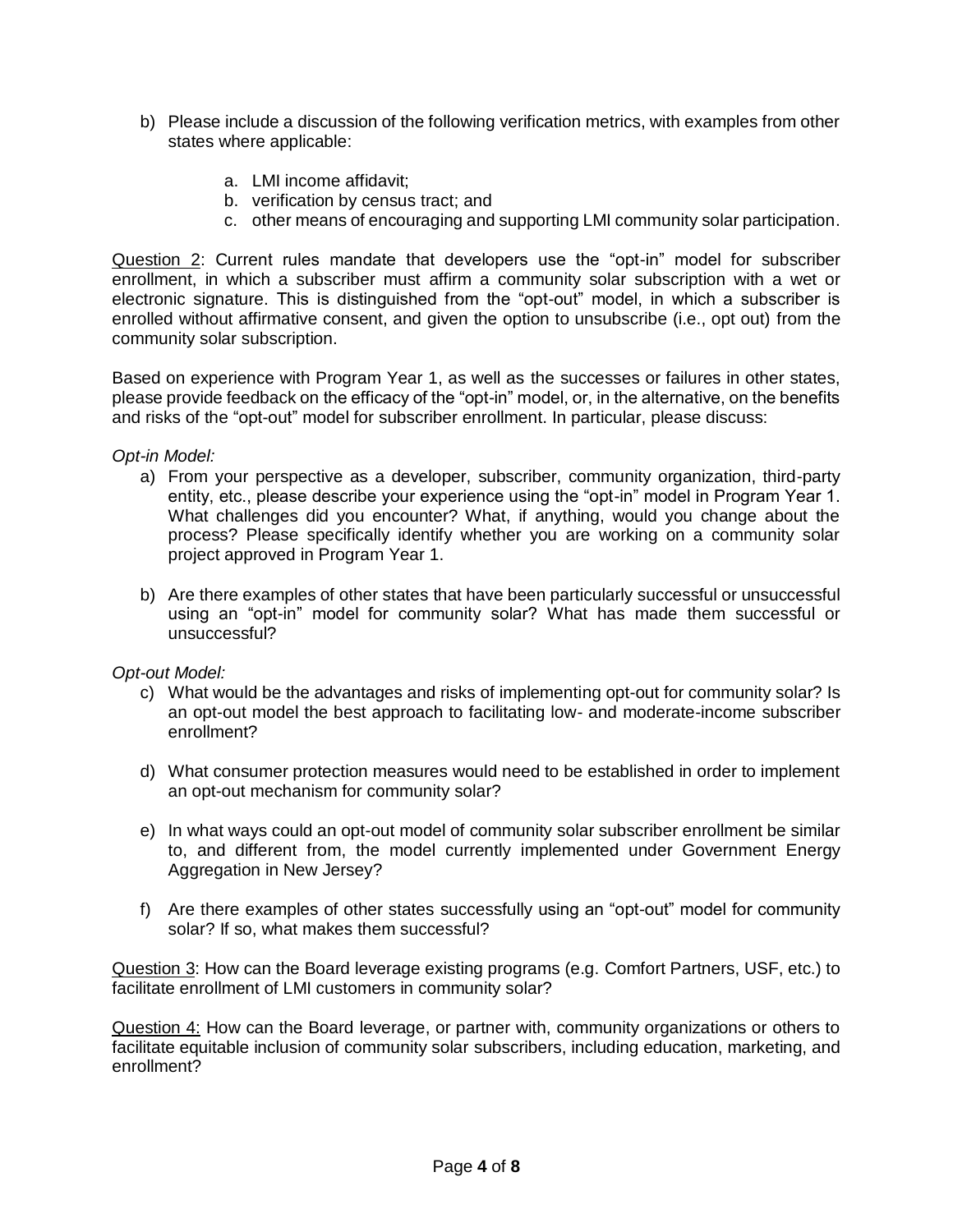b) Please include a discussion of the following verification metrics, with examples from other states where applicable:

   a. LMI income affidavit;
   b. verification by census tract; and
   c. other means of encouraging and supporting LMI community solar participation.

<u>Question 2</u>: Current rules mandate that developers use the "opt-in" model for subscriber enrollment, in which a subscriber must affirm a community solar subscription with a wet or electronic signature. This is distinguished from the "opt-out" model, in which a subscriber is enrolled without affirmative consent, and given the option to unsubscribe (i.e., opt out) from the community solar subscription.

Based on experience with Program Year 1, as well as the successes or failures in other states, please provide feedback on the efficacy of the "opt-in" model, or, in the alternative, on the benefits and risks of the "opt-out" model for subscriber enrollment. In particular, please discuss:

*Opt-in Model:*

a) From your perspective as a developer, subscriber, community organization, third-party entity, etc., please describe your experience using the "opt-in" model in Program Year 1. What challenges did you encounter? What, if anything, would you change about the process? Please specifically identify whether you are working on a community solar project approved in Program Year 1.

b) Are there examples of other states that have been particularly successful or unsuccessful using an "opt-in" model for community solar? What has made them successful or unsuccessful?

*Opt-out Model:*

c) What would be the advantages and risks of implementing opt-out for community solar? Is an opt-out model the best approach to facilitating low- and moderate-income subscriber enrollment?

d) What consumer protection measures would need to be established in order to implement an opt-out mechanism for community solar?

e) In what ways could an opt-out model of community solar subscriber enrollment be similar to, and different from, the model currently implemented under Government Energy Aggregation in New Jersey?

f) Are there examples of other states successfully using an "opt-out" model for community solar? If so, what makes them successful?

<u>Question 3</u>: How can the Board leverage existing programs (e.g. Comfort Partners, USF, etc.) to facilitate enrollment of LMI customers in community solar?

<u>Question 4:</u> How can the Board leverage, or partner with, community organizations or others to facilitate equitable inclusion of community solar subscribers, including education, marketing, and enrollment?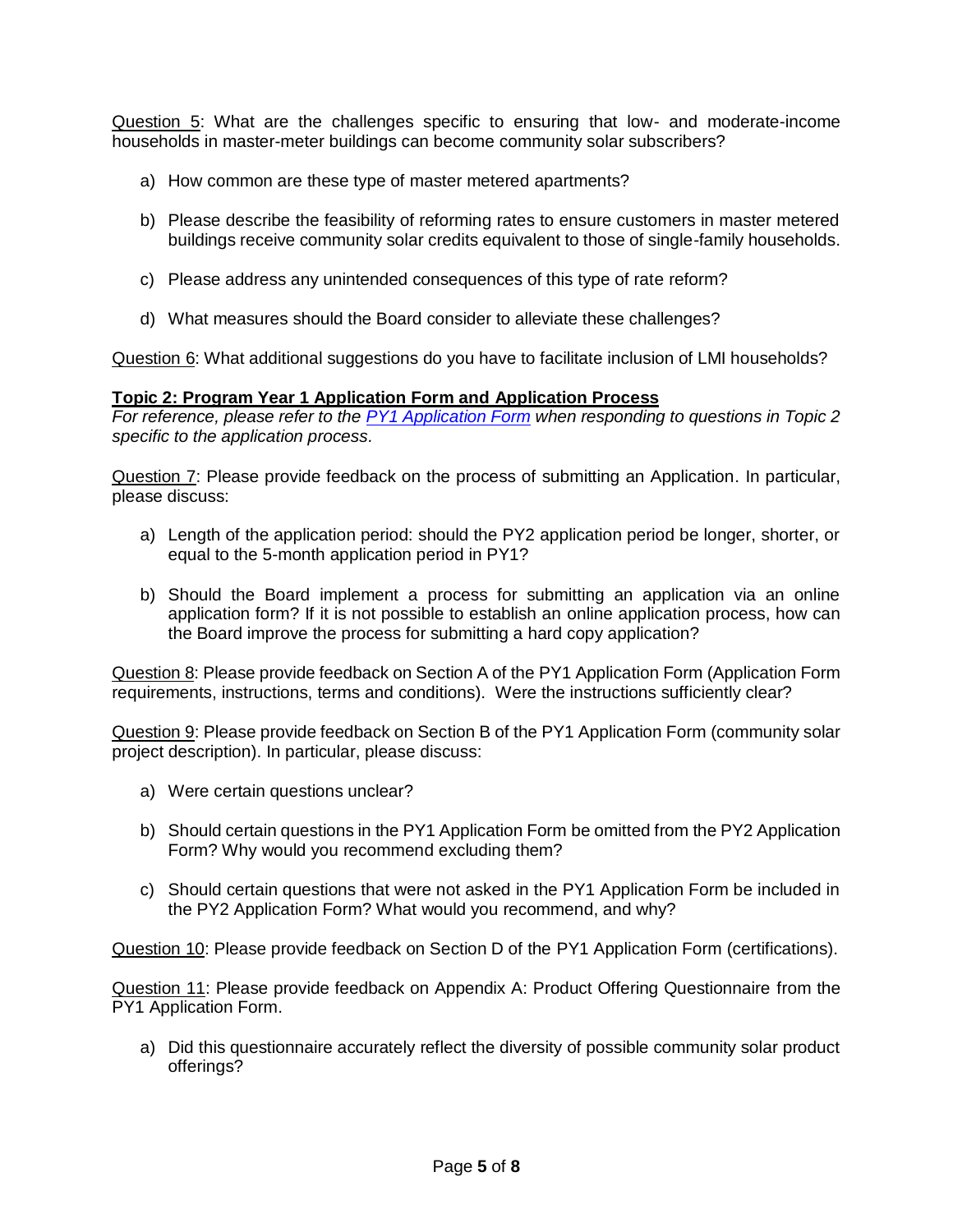<u>Question 5</u>: What are the challenges specific to ensuring that low- and moderate-income households in master-meter buildings can become community solar subscribers?

a) How common are these type of master metered apartments?

b) Please describe the feasibility of reforming rates to ensure customers in master metered buildings receive community solar credits equivalent to those of single-family households.

c) Please address any unintended consequences of this type of rate reform?

d) What measures should the Board consider to alleviate these challenges?

<u>Question 6</u>: What additional suggestions do you have to facilitate inclusion of LMI households?

**<u>Topic 2: Program Year 1 Application Form and Application Process</u>**

*For reference, please refer to the [PY1 Application Form] when responding to questions in Topic 2 specific to the application process.*

<u>Question 7</u>: Please provide feedback on the process of submitting an Application. In particular, please discuss:

a) Length of the application period: should the PY2 application period be longer, shorter, or equal to the 5-month application period in PY1?

b) Should the Board implement a process for submitting an application via an online application form? If it is not possible to establish an online application process, how can the Board improve the process for submitting a hard copy application?

<u>Question 8</u>: Please provide feedback on Section A of the PY1 Application Form (Application Form requirements, instructions, terms and conditions). Were the instructions sufficiently clear?

<u>Question 9</u>: Please provide feedback on Section B of the PY1 Application Form (community solar project description). In particular, please discuss:

a) Were certain questions unclear?

b) Should certain questions in the PY1 Application Form be omitted from the PY2 Application Form? Why would you recommend excluding them?

c) Should certain questions that were not asked in the PY1 Application Form be included in the PY2 Application Form? What would you recommend, and why?

<u>Question 10</u>: Please provide feedback on Section D of the PY1 Application Form (certifications).

<u>Question 11</u>: Please provide feedback on Appendix A: Product Offering Questionnaire from the PY1 Application Form.

a) Did this questionnaire accurately reflect the diversity of possible community solar product offerings?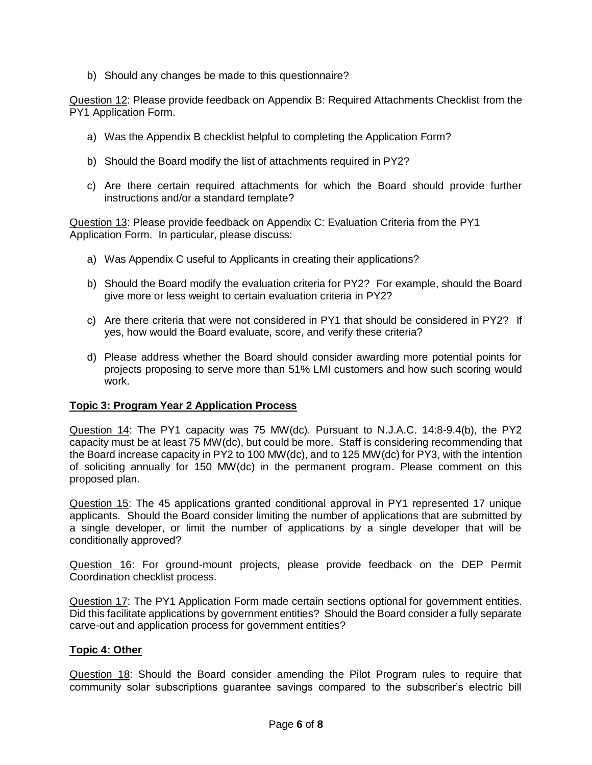b) Should any changes be made to this questionnaire?

Question 12: Please provide feedback on Appendix B: Required Attachments Checklist from the PY1 Application Form.

a) Was the Appendix B checklist helpful to completing the Application Form?

b) Should the Board modify the list of attachments required in PY2?

c) Are there certain required attachments for which the Board should provide further instructions and/or a standard template?

Question 13: Please provide feedback on Appendix C: Evaluation Criteria from the PY1 Application Form. In particular, please discuss:

a) Was Appendix C useful to Applicants in creating their applications?

b) Should the Board modify the evaluation criteria for PY2? For example, should the Board give more or less weight to certain evaluation criteria in PY2?

c) Are there criteria that were not considered in PY1 that should be considered in PY2? If yes, how would the Board evaluate, score, and verify these criteria?

d) Please address whether the Board should consider awarding more potential points for projects proposing to serve more than 51% LMI customers and how such scoring would work.

**Topic 3: Program Year 2 Application Process**

Question 14: The PY1 capacity was 75 MW(dc). Pursuant to N.J.A.C. 14:8-9.4(b), the PY2 capacity must be at least 75 MW(dc), but could be more. Staff is considering recommending that the Board increase capacity in PY2 to 100 MW(dc), and to 125 MW(dc) for PY3, with the intention of soliciting annually for 150 MW(dc) in the permanent program. Please comment on this proposed plan.

Question 15: The 45 applications granted conditional approval in PY1 represented 17 unique applicants. Should the Board consider limiting the number of applications that are submitted by a single developer, or limit the number of applications by a single developer that will be conditionally approved?

Question 16: For ground-mount projects, please provide feedback on the DEP Permit Coordination checklist process.

Question 17: The PY1 Application Form made certain sections optional for government entities. Did this facilitate applications by government entities? Should the Board consider a fully separate carve-out and application process for government entities?

**Topic 4: Other**

Question 18: Should the Board consider amending the Pilot Program rules to require that community solar subscriptions guarantee savings compared to the subscriber's electric bill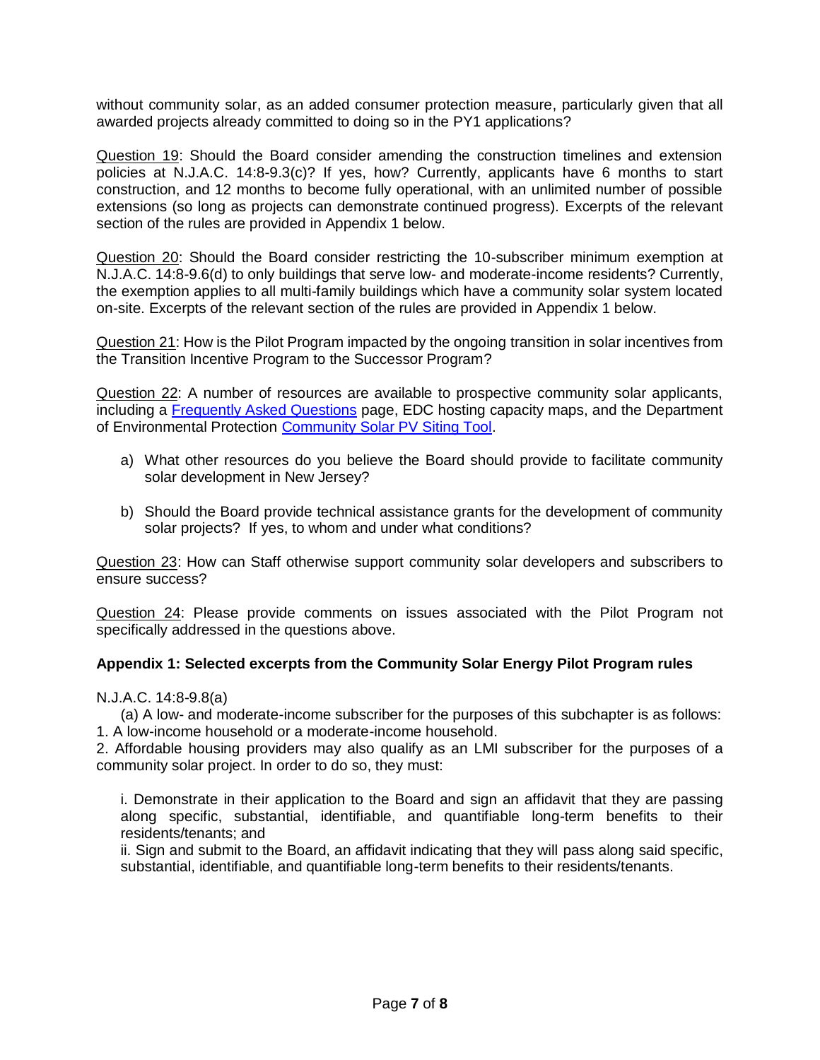without community solar, as an added consumer protection measure, particularly given that all awarded projects already committed to doing so in the PY1 applications?

Question 19: Should the Board consider amending the construction timelines and extension policies at N.J.A.C. 14:8-9.3(c)? If yes, how? Currently, applicants have 6 months to start construction, and 12 months to become fully operational, with an unlimited number of possible extensions (so long as projects can demonstrate continued progress). Excerpts of the relevant section of the rules are provided in Appendix 1 below.

Question 20: Should the Board consider restricting the 10-subscriber minimum exemption at N.J.A.C. 14:8-9.6(d) to only buildings that serve low- and moderate-income residents? Currently, the exemption applies to all multi-family buildings which have a community solar system located on-site. Excerpts of the relevant section of the rules are provided in Appendix 1 below.

Question 21: How is the Pilot Program impacted by the ongoing transition in solar incentives from the Transition Incentive Program to the Successor Program?

Question 22: A number of resources are available to prospective community solar applicants, including a Frequently Asked Questions page, EDC hosting capacity maps, and the Department of Environmental Protection Community Solar PV Siting Tool.

a) What other resources do you believe the Board should provide to facilitate community solar development in New Jersey?

b) Should the Board provide technical assistance grants for the development of community solar projects? If yes, to whom and under what conditions?

Question 23: How can Staff otherwise support community solar developers and subscribers to ensure success?

Question 24: Please provide comments on issues associated with the Pilot Program not specifically addressed in the questions above.

**Appendix 1: Selected excerpts from the Community Solar Energy Pilot Program rules**

N.J.A.C. 14:8-9.8(a)

(a) A low- and moderate-income subscriber for the purposes of this subchapter is as follows:
1. A low-income household or a moderate-income household.
2. Affordable housing providers may also qualify as an LMI subscriber for the purposes of a community solar project. In order to do so, they must:

i. Demonstrate in their application to the Board and sign an affidavit that they are passing along specific, substantial, identifiable, and quantifiable long-term benefits to their residents/tenants; and
ii. Sign and submit to the Board, an affidavit indicating that they will pass along said specific, substantial, identifiable, and quantifiable long-term benefits to their residents/tenants.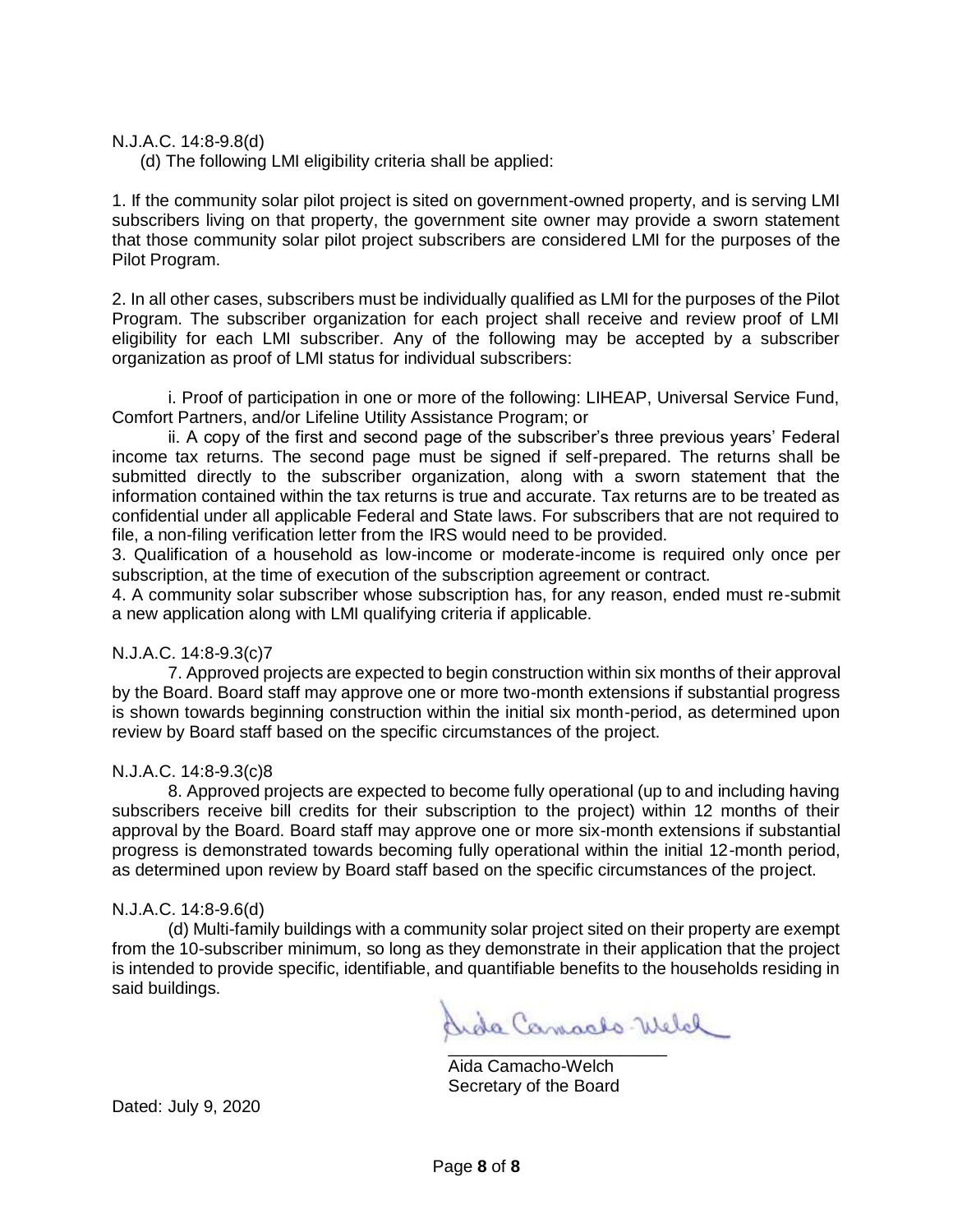N.J.A.C. 14:8-9.8(d)

(d) The following LMI eligibility criteria shall be applied:

1. If the community solar pilot project is sited on government-owned property, and is serving LMI subscribers living on that property, the government site owner may provide a sworn statement that those community solar pilot project subscribers are considered LMI for the purposes of the Pilot Program.

2. In all other cases, subscribers must be individually qualified as LMI for the purposes of the Pilot Program. The subscriber organization for each project shall receive and review proof of LMI eligibility for each LMI subscriber. Any of the following may be accepted by a subscriber organization as proof of LMI status for individual subscribers:

i. Proof of participation in one or more of the following: LIHEAP, Universal Service Fund, Comfort Partners, and/or Lifeline Utility Assistance Program; or

ii. A copy of the first and second page of the subscriber's three previous years' Federal income tax returns. The second page must be signed if self-prepared. The returns shall be submitted directly to the subscriber organization, along with a sworn statement that the information contained within the tax returns is true and accurate. Tax returns are to be treated as confidential under all applicable Federal and State laws. For subscribers that are not required to file, a non-filing verification letter from the IRS would need to be provided.

3. Qualification of a household as low-income or moderate-income is required only once per subscription, at the time of execution of the subscription agreement or contract.

4. A community solar subscriber whose subscription has, for any reason, ended must re-submit a new application along with LMI qualifying criteria if applicable.

N.J.A.C. 14:8-9.3(c)7

7. Approved projects are expected to begin construction within six months of their approval by the Board. Board staff may approve one or more two-month extensions if substantial progress is shown towards beginning construction within the initial six month-period, as determined upon review by Board staff based on the specific circumstances of the project.

N.J.A.C. 14:8-9.3(c)8

8. Approved projects are expected to become fully operational (up to and including having subscribers receive bill credits for their subscription to the project) within 12 months of their approval by the Board. Board staff may approve one or more six-month extensions if substantial progress is demonstrated towards becoming fully operational within the initial 12-month period, as determined upon review by Board staff based on the specific circumstances of the project.

N.J.A.C. 14:8-9.6(d)

(d) Multi-family buildings with a community solar project sited on their property are exempt from the 10-subscriber minimum, so long as they demonstrate in their application that the project is intended to provide specific, identifiable, and quantifiable benefits to the households residing in said buildings.

Aida Camacho-Welch
Secretary of the Board

Dated: July 9, 2020